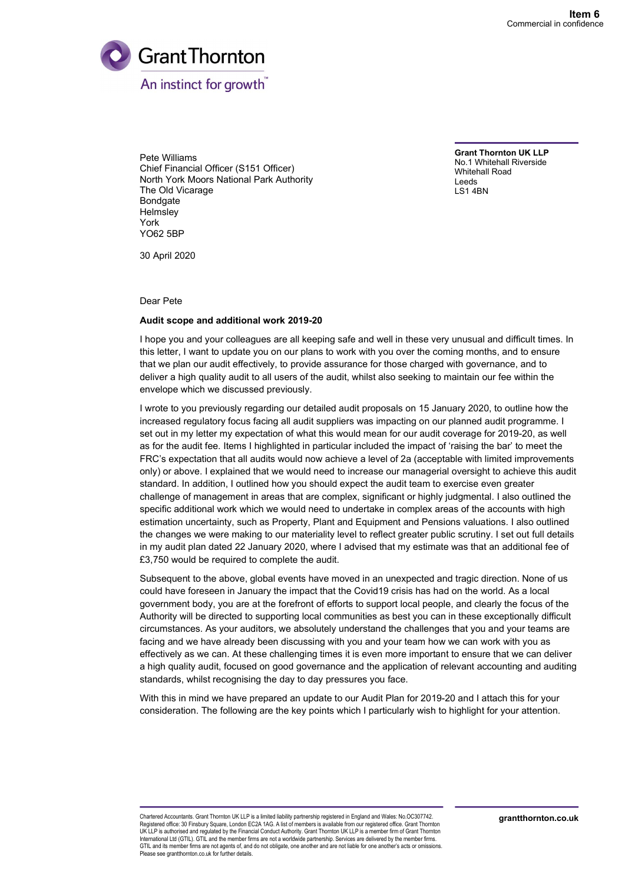**Item 6**
Commercial in confidence

Grant Thornton
An instinct for growth™

Pete Williams
Chief Financial Officer (S151 Officer)
North York Moors National Park Authority
The Old Vicarage
Bondgate
Helmsley
York
YO62 5BP

**Grant Thornton UK LLP**
No.1 Whitehall Riverside
Whitehall Road
Leeds
LS1 4BN

30 April 2020

Dear Pete

**Audit scope and additional work 2019-20**

I hope you and your colleagues are all keeping safe and well in these very unusual and difficult times. In this letter, I want to update you on our plans to work with you over the coming months, and to ensure that we plan our audit effectively, to provide assurance for those charged with governance, and to deliver a high quality audit to all users of the audit, whilst also seeking to maintain our fee within the envelope which we discussed previously.

I wrote to you previously regarding our detailed audit proposals on 15 January 2020, to outline how the increased regulatory focus facing all audit suppliers was impacting on our planned audit programme. I set out in my letter my expectation of what this would mean for our audit coverage for 2019-20, as well as for the audit fee. Items I highlighted in particular included the impact of 'raising the bar' to meet the FRC's expectation that all audits would now achieve a level of 2a (acceptable with limited improvements only) or above. I explained that we would need to increase our managerial oversight to achieve this audit standard. In addition, I outlined how you should expect the audit team to exercise even greater challenge of management in areas that are complex, significant or highly judgmental. I also outlined the specific additional work which we would need to undertake in complex areas of the accounts with high estimation uncertainty, such as Property, Plant and Equipment and Pensions valuations. I also outlined the changes we were making to our materiality level to reflect greater public scrutiny. I set out full details in my audit plan dated 22 January 2020, where I advised that my estimate was that an additional fee of £3,750 would be required to complete the audit.

Subsequent to the above, global events have moved in an unexpected and tragic direction. None of us could have foreseen in January the impact that the Covid19 crisis has had on the world. As a local government body, you are at the forefront of efforts to support local people, and clearly the focus of the Authority will be directed to supporting local communities as best you can in these exceptionally difficult circumstances. As your auditors, we absolutely understand the challenges that you and your teams are facing and we have already been discussing with you and your team how we can work with you as effectively as we can. At these challenging times it is even more important to ensure that we can deliver a high quality audit, focused on good governance and the application of relevant accounting and auditing standards, whilst recognising the day to day pressures you face.

With this in mind we have prepared an update to our Audit Plan for 2019-20 and I attach this for your consideration. The following are the key points which I particularly wish to highlight for your attention.

Chartered Accountants. Grant Thornton UK LLP is a limited liability partnership registered in England and Wales: No.OC307742. Registered office: 30 Finsbury Square, London EC2A 1AG. A list of members is available from our registered office. Grant Thornton UK LLP is authorised and regulated by the Financial Conduct Authority. Grant Thornton UK LLP is a member firm of Grant Thornton International Ltd (GTIL). GTIL and the member firms are not a worldwide partnership. Services are delivered by the member firms. GTIL and its member firms are not agents of, and do not obligate, one another and are not liable for one another's acts or omissions. Please see grantthornton.co.uk for further details.

grantthornton.co.uk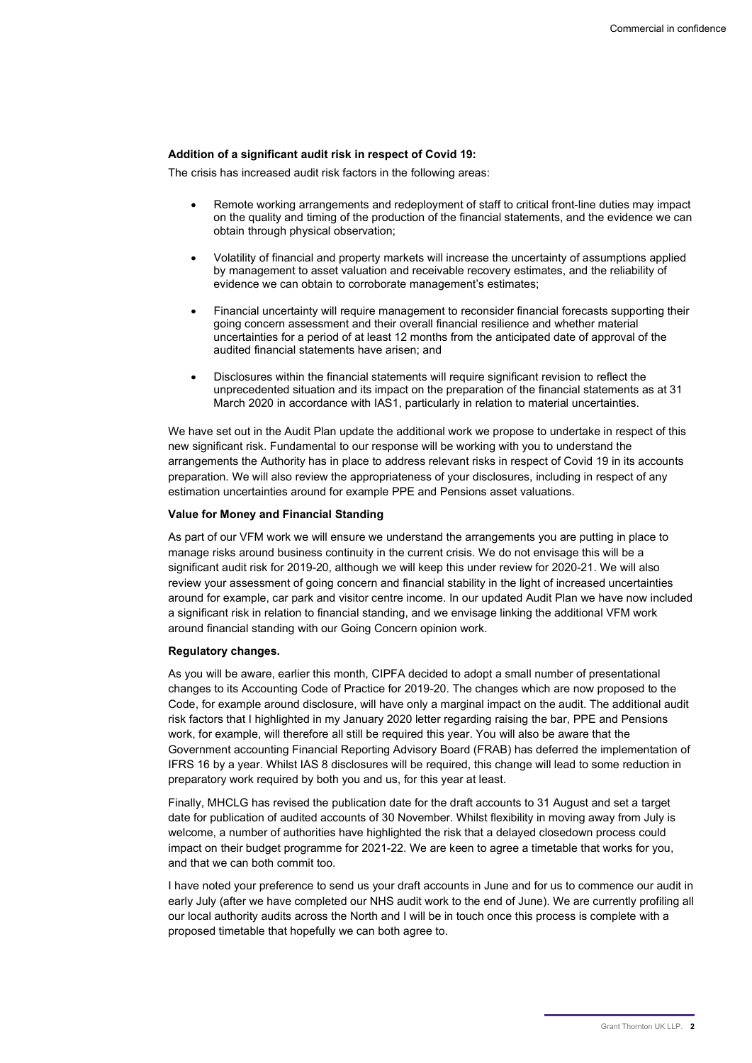**Addition of a significant audit risk in respect of Covid 19:**

The crisis has increased audit risk factors in the following areas:

- Remote working arrangements and redeployment of staff to critical front-line duties may impact on the quality and timing of the production of the financial statements, and the evidence we can obtain through physical observation;
- Volatility of financial and property markets will increase the uncertainty of assumptions applied by management to asset valuation and receivable recovery estimates, and the reliability of evidence we can obtain to corroborate management's estimates;
- Financial uncertainty will require management to reconsider financial forecasts supporting their going concern assessment and their overall financial resilience and whether material uncertainties for a period of at least 12 months from the anticipated date of approval of the audited financial statements have arisen; and
- Disclosures within the financial statements will require significant revision to reflect the unprecedented situation and its impact on the preparation of the financial statements as at 31 March 2020 in accordance with IAS1, particularly in relation to material uncertainties.

We have set out in the Audit Plan update the additional work we propose to undertake in respect of this new significant risk. Fundamental to our response will be working with you to understand the arrangements the Authority has in place to address relevant risks in respect of Covid 19 in its accounts preparation. We will also review the appropriateness of your disclosures, including in respect of any estimation uncertainties around for example PPE and Pensions asset valuations.

**Value for Money and Financial Standing**

As part of our VFM work we will ensure we understand the arrangements you are putting in place to manage risks around business continuity in the current crisis. We do not envisage this will be a significant audit risk for 2019-20, although we will keep this under review for 2020-21. We will also review your assessment of going concern and financial stability in the light of increased uncertainties around for example, car park and visitor centre income. In our updated Audit Plan we have now included a significant risk in relation to financial standing, and we envisage linking the additional VFM work around financial standing with our Going Concern opinion work.

**Regulatory changes.**

As you will be aware, earlier this month, CIPFA decided to adopt a small number of presentational changes to its Accounting Code of Practice for 2019-20. The changes which are now proposed to the Code, for example around disclosure, will have only a marginal impact on the audit. The additional audit risk factors that I highlighted in my January 2020 letter regarding raising the bar, PPE and Pensions work, for example, will therefore all still be required this year. You will also be aware that the Government accounting Financial Reporting Advisory Board (FRAB) has deferred the implementation of IFRS 16 by a year. Whilst IAS 8 disclosures will be required, this change will lead to some reduction in preparatory work required by both you and us, for this year at least.

Finally, MHCLG has revised the publication date for the draft accounts to 31 August and set a target date for publication of audited accounts of 30 November. Whilst flexibility in moving away from July is welcome, a number of authorities have highlighted the risk that a delayed closedown process could impact on their budget programme for 2021-22. We are keen to agree a timetable that works for you, and that we can both commit too.

I have noted your preference to send us your draft accounts in June and for us to commence our audit in early July (after we have completed our NHS audit work to the end of June). We are currently profiling all our local authority audits across the North and I will be in touch once this process is complete with a proposed timetable that hopefully we can both agree to.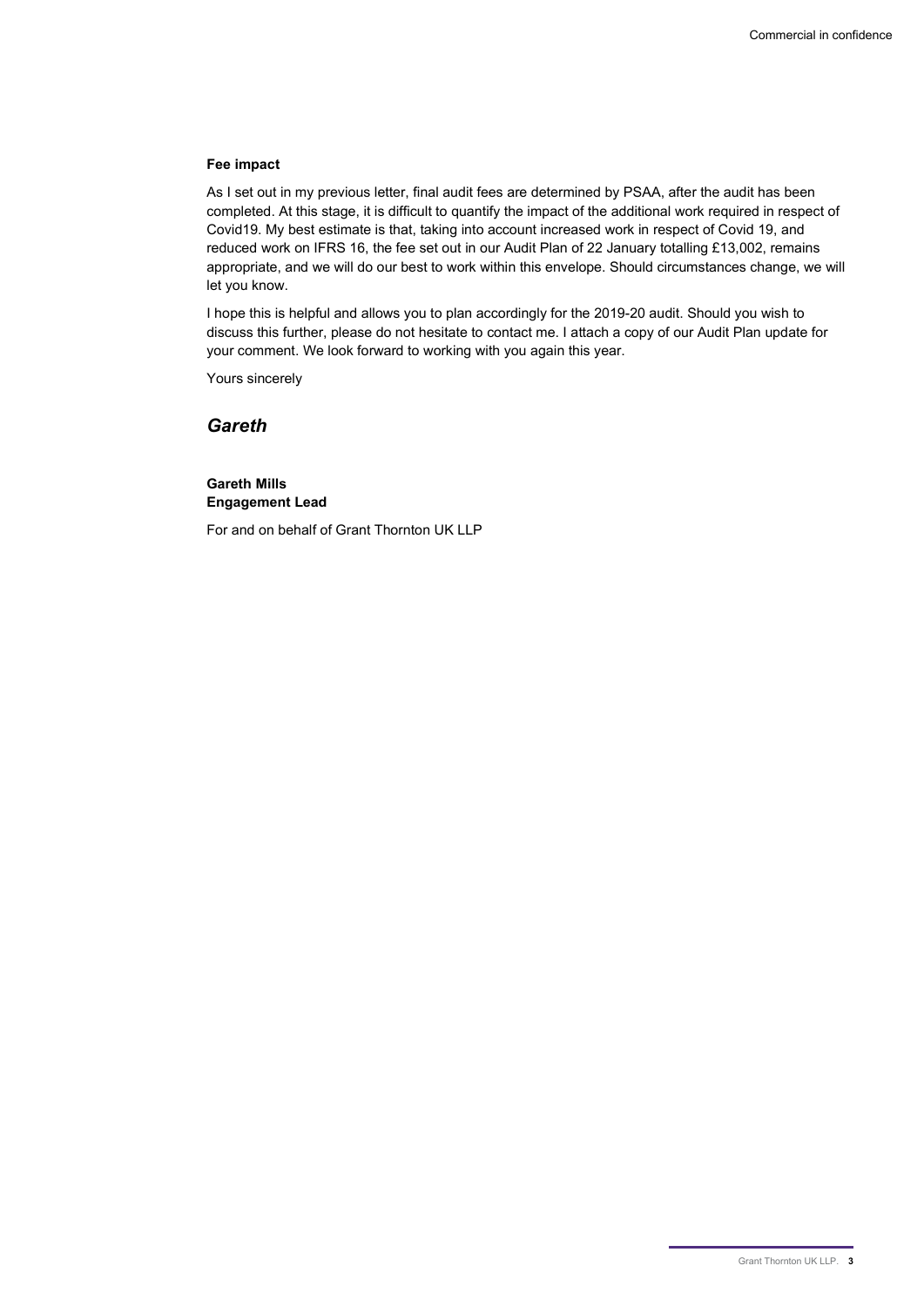**Fee impact**

As I set out in my previous letter, final audit fees are determined by PSAA, after the audit has been completed. At this stage, it is difficult to quantify the impact of the additional work required in respect of Covid19. My best estimate is that, taking into account increased work in respect of Covid 19, and reduced work on IFRS 16, the fee set out in our Audit Plan of 22 January totalling £13,002, remains appropriate, and we will do our best to work within this envelope. Should circumstances change, we will let you know.

I hope this is helpful and allows you to plan accordingly for the 2019-20 audit. Should you wish to discuss this further, please do not hesitate to contact me. I attach a copy of our Audit Plan update for your comment. We look forward to working with you again this year.

Yours sincerely

***Gareth***

**Gareth Mills**
**Engagement Lead**

For and on behalf of Grant Thornton UK LLP